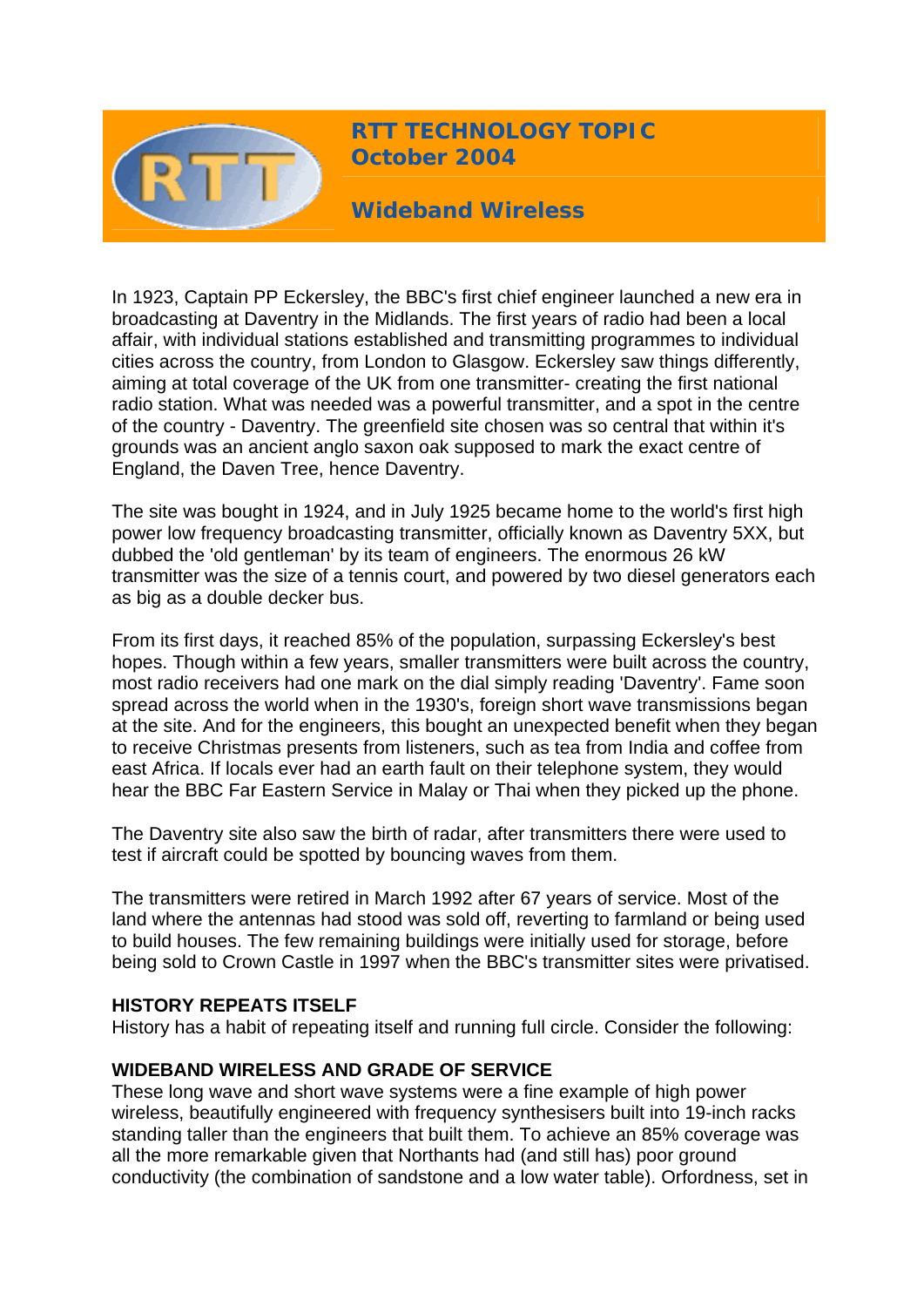# RTT TECHNOLOGY TOPIC
## October 2004

## Wideband Wireless

In 1923, Captain PP Eckersley, the BBC's first chief engineer launched a new era in broadcasting at Daventry in the Midlands. The first years of radio had been a local affair, with individual stations established and transmitting programmes to individual cities across the country, from London to Glasgow. Eckersley saw things differently, aiming at total coverage of the UK from one transmitter- creating the first national radio station. What was needed was a powerful transmitter, and a spot in the centre of the country - Daventry. The greenfield site chosen was so central that within it's grounds was an ancient anglo saxon oak supposed to mark the exact centre of England, the Daven Tree, hence Daventry.

The site was bought in 1924, and in July 1925 became home to the world's first high power low frequency broadcasting transmitter, officially known as Daventry 5XX, but dubbed the 'old gentleman' by its team of engineers. The enormous 26 kW transmitter was the size of a tennis court, and powered by two diesel generators each as big as a double decker bus.

From its first days, it reached 85% of the population, surpassing Eckersley's best hopes. Though within a few years, smaller transmitters were built across the country, most radio receivers had one mark on the dial simply reading 'Daventry'. Fame soon spread across the world when in the 1930's, foreign short wave transmissions began at the site. And for the engineers, this bought an unexpected benefit when they began to receive Christmas presents from listeners, such as tea from India and coffee from east Africa. If locals ever had an earth fault on their telephone system, they would hear the BBC Far Eastern Service in Malay or Thai when they picked up the phone.

The Daventry site also saw the birth of radar, after transmitters there were used to test if aircraft could be spotted by bouncing waves from them.

The transmitters were retired in March 1992 after 67 years of service. Most of the land where the antennas had stood was sold off, reverting to farmland or being used to build houses. The few remaining buildings were initially used for storage, before being sold to Crown Castle in 1997 when the BBC's transmitter sites were privatised.

**HISTORY REPEATS ITSELF**

History has a habit of repeating itself and running full circle. Consider the following:

**WIDEBAND WIRELESS AND GRADE OF SERVICE**

These long wave and short wave systems were a fine example of high power wireless, beautifully engineered with frequency synthesisers built into 19-inch racks standing taller than the engineers that built them. To achieve an 85% coverage was all the more remarkable given that Northants had (and still has) poor ground conductivity (the combination of sandstone and a low water table). Orfordness, set in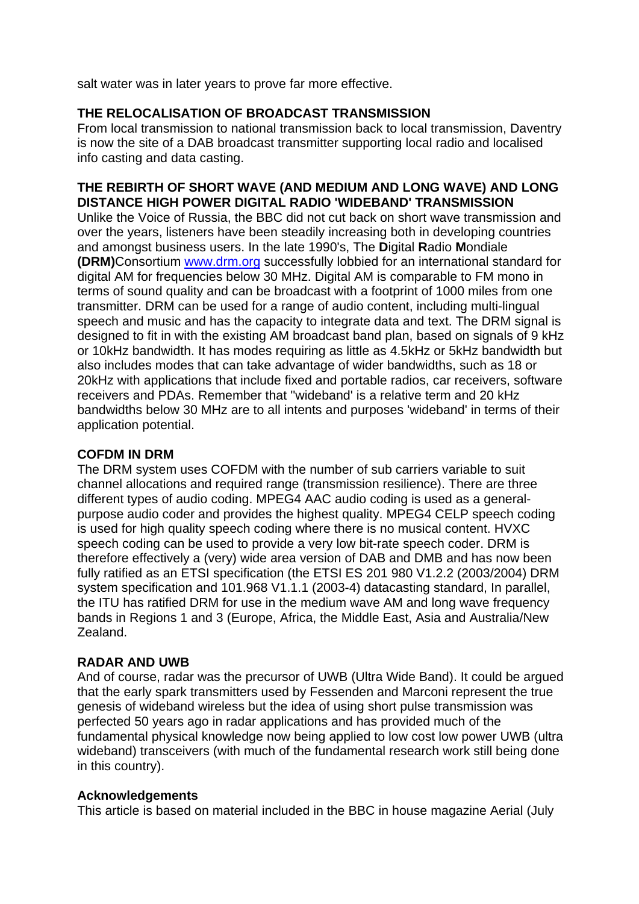salt water was in later years to prove far more effective.

## THE RELOCALISATION OF BROADCAST TRANSMISSION

From local transmission to national transmission back to local transmission, Daventry is now the site of a DAB broadcast transmitter supporting local radio and localised info casting and data casting.

## THE REBIRTH OF SHORT WAVE (AND MEDIUM AND LONG WAVE) AND LONG DISTANCE HIGH POWER DIGITAL RADIO 'WIDEBAND' TRANSMISSION

Unlike the Voice of Russia, the BBC did not cut back on short wave transmission and over the years, listeners have been steadily increasing both in developing countries and amongst business users. In the late 1990's, The **D**igital **R**adio **M**ondiale **(DRM)**Consortium [www.drm.org](http://www.drm.org) successfully lobbied for an international standard for digital AM for frequencies below 30 MHz. Digital AM is comparable to FM mono in terms of sound quality and can be broadcast with a footprint of 1000 miles from one transmitter. DRM can be used for a range of audio content, including multi-lingual speech and music and has the capacity to integrate data and text. The DRM signal is designed to fit in with the existing AM broadcast band plan, based on signals of 9 kHz or 10kHz bandwidth. It has modes requiring as little as 4.5kHz or 5kHz bandwidth but also includes modes that can take advantage of wider bandwidths, such as 18 or 20kHz with applications that include fixed and portable radios, car receivers, software receivers and PDAs. Remember that "wideband' is a relative term and 20 kHz bandwidths below 30 MHz are to all intents and purposes 'wideband' in terms of their application potential.

## COFDM IN DRM

The DRM system uses COFDM with the number of sub carriers variable to suit channel allocations and required range (transmission resilience). There are three different types of audio coding. MPEG4 AAC audio coding is used as a general-purpose audio coder and provides the highest quality. MPEG4 CELP speech coding is used for high quality speech coding where there is no musical content. HVXC speech coding can be used to provide a very low bit-rate speech coder. DRM is therefore effectively a (very) wide area version of DAB and DMB and has now been fully ratified as an ETSI specification (the ETSI ES 201 980 V1.2.2 (2003/2004) DRM system specification and 101.968 V1.1.1 (2003-4) datacasting standard, In parallel, the ITU has ratified DRM for use in the medium wave AM and long wave frequency bands in Regions 1 and 3 (Europe, Africa, the Middle East, Asia and Australia/New Zealand.

## RADAR AND UWB

And of course, radar was the precursor of UWB (Ultra Wide Band). It could be argued that the early spark transmitters used by Fessenden and Marconi represent the true genesis of wideband wireless but the idea of using short pulse transmission was perfected 50 years ago in radar applications and has provided much of the fundamental physical knowledge now being applied to low cost low power UWB (ultra wideband) transceivers (with much of the fundamental research work still being done in this country).

## Acknowledgements

This article is based on material included in the BBC in house magazine Aerial (July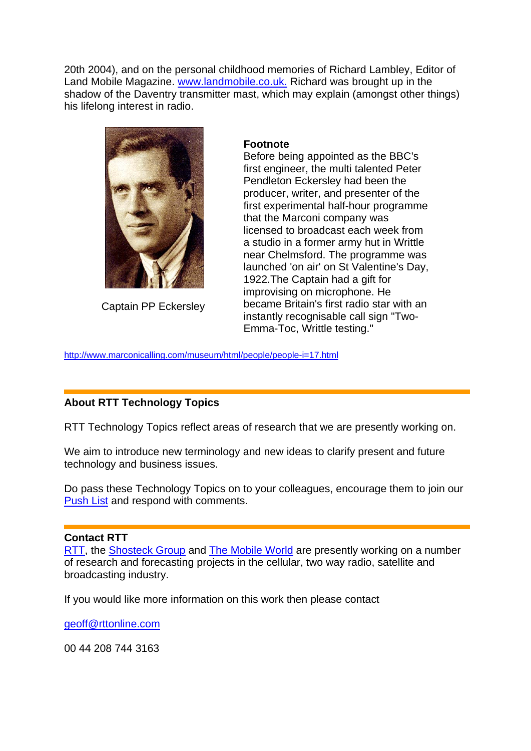20th 2004), and on the personal childhood memories of Richard Lambley, Editor of Land Mobile Magazine. [www.landmobile.co.uk.](http://www.landmobile.co.uk) Richard was brought up in the shadow of the Daventry transmitter mast, which may explain (amongst other things) his lifelong interest in radio.

Captain PP Eckersley

**Footnote**
Before being appointed as the BBC's first engineer, the multi talented Peter Pendleton Eckersley had been the producer, writer, and presenter of the first experimental half-hour programme that the Marconi company was licensed to broadcast each week from a studio in a former army hut in Writtle near Chelmsford. The programme was launched 'on air' on St Valentine's Day, 1922.The Captain had a gift for improvising on microphone. He became Britain's first radio star with an instantly recognisable call sign "Two-Emma-Toc, Writtle testing."

[http://www.marconicalling.com/museum/html/people/people-i=17.html](http://www.marconicalling.com/museum/html/people/people-i=17.html)

---

**About RTT Technology Topics**

RTT Technology Topics reflect areas of research that we are presently working on.

We aim to introduce new terminology and new ideas to clarify present and future technology and business issues.

Do pass these Technology Topics on to your colleagues, encourage them to join our Push List and respond with comments.

---

**Contact RTT**
RTT, the Shosteck Group and The Mobile World are presently working on a number of research and forecasting projects in the cellular, two way radio, satellite and broadcasting industry.

If you would like more information on this work then please contact

[geoff@rttonline.com](mailto:geoff@rttonline.com)

00 44 208 744 3163